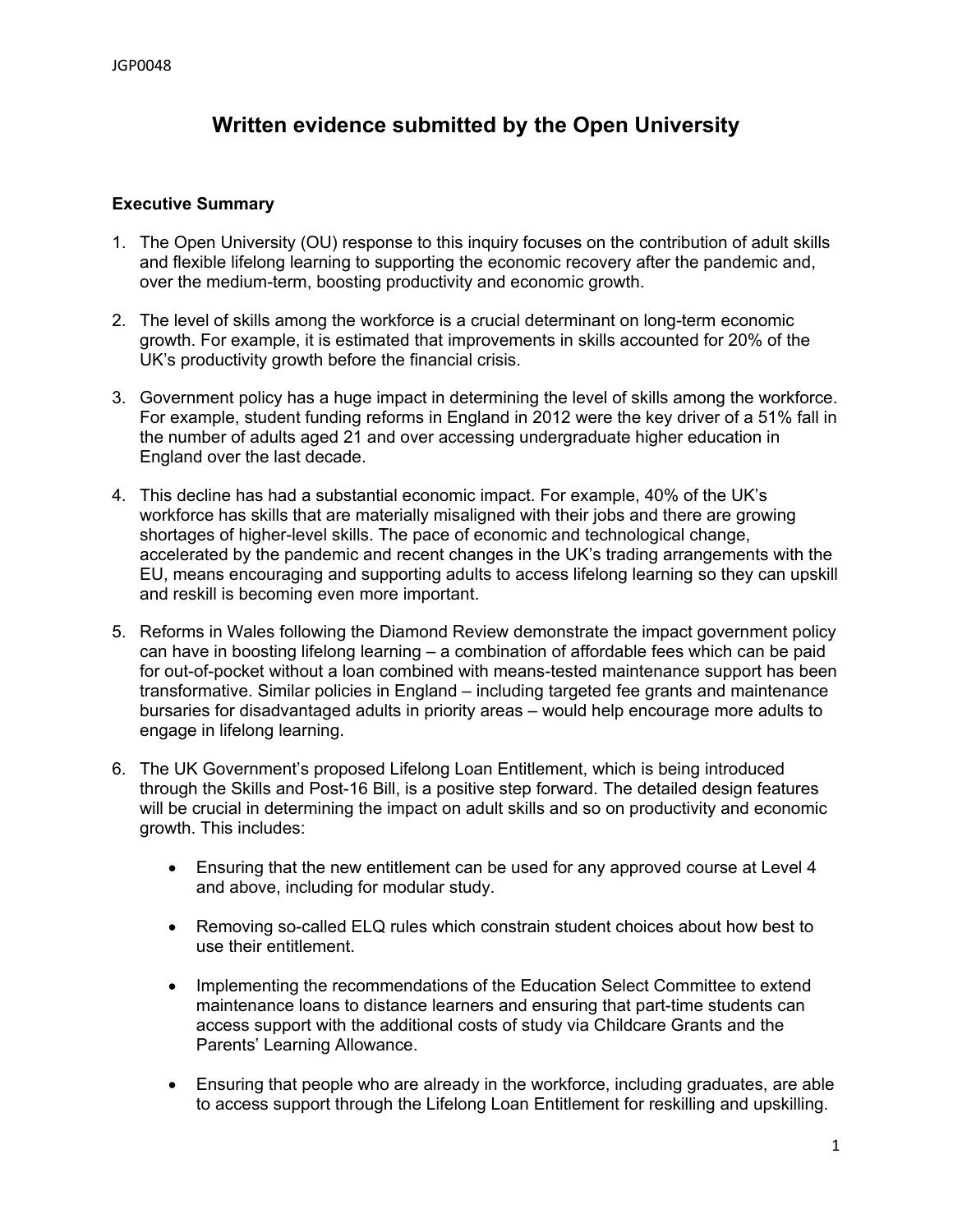JGP0048

# Written evidence submitted by the Open University

### Executive Summary

1. The Open University (OU) response to this inquiry focuses on the contribution of adult skills and flexible lifelong learning to supporting the economic recovery after the pandemic and, over the medium-term, boosting productivity and economic growth.

2. The level of skills among the workforce is a crucial determinant on long-term economic growth. For example, it is estimated that improvements in skills accounted for 20% of the UK's productivity growth before the financial crisis.

3. Government policy has a huge impact in determining the level of skills among the workforce. For example, student funding reforms in England in 2012 were the key driver of a 51% fall in the number of adults aged 21 and over accessing undergraduate higher education in England over the last decade.

4. This decline has had a substantial economic impact. For example, 40% of the UK's workforce has skills that are materially misaligned with their jobs and there are growing shortages of higher-level skills. The pace of economic and technological change, accelerated by the pandemic and recent changes in the UK's trading arrangements with the EU, means encouraging and supporting adults to access lifelong learning so they can upskill and reskill is becoming even more important.

5. Reforms in Wales following the Diamond Review demonstrate the impact government policy can have in boosting lifelong learning – a combination of affordable fees which can be paid for out-of-pocket without a loan combined with means-tested maintenance support has been transformative. Similar policies in England – including targeted fee grants and maintenance bursaries for disadvantaged adults in priority areas – would help encourage more adults to engage in lifelong learning.

6. The UK Government's proposed Lifelong Loan Entitlement, which is being introduced through the Skills and Post-16 Bill, is a positive step forward. The detailed design features will be crucial in determining the impact on adult skills and so on productivity and economic growth. This includes:

    - Ensuring that the new entitlement can be used for any approved course at Level 4 and above, including for modular study.
    - Removing so-called ELQ rules which constrain student choices about how best to use their entitlement.
    - Implementing the recommendations of the Education Select Committee to extend maintenance loans to distance learners and ensuring that part-time students can access support with the additional costs of study via Childcare Grants and the Parents' Learning Allowance.
    - Ensuring that people who are already in the workforce, including graduates, are able to access support through the Lifelong Loan Entitlement for reskilling and upskilling.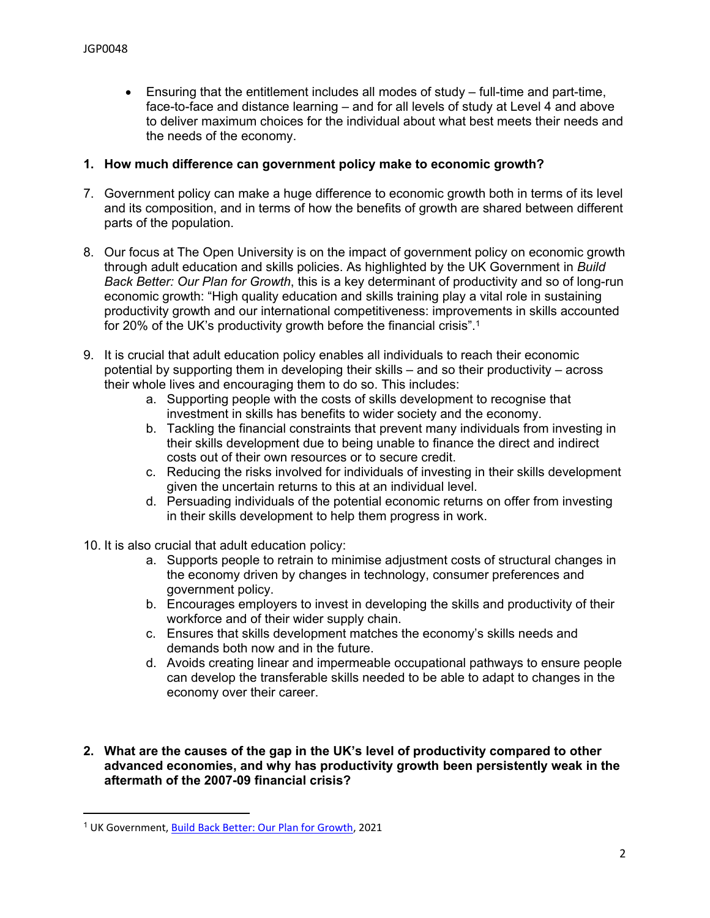- Ensuring that the entitlement includes all modes of study – full-time and part-time, face-to-face and distance learning – and for all levels of study at Level 4 and above to deliver maximum choices for the individual about what best meets their needs and the needs of the economy.

**1. How much difference can government policy make to economic growth?**

7. Government policy can make a huge difference to economic growth both in terms of its level and its composition, and in terms of how the benefits of growth are shared between different parts of the population.

8. Our focus at The Open University is on the impact of government policy on economic growth through adult education and skills policies. As highlighted by the UK Government in *Build Back Better: Our Plan for Growth*, this is a key determinant of productivity and so of long-run economic growth: "High quality education and skills training play a vital role in sustaining productivity growth and our international competitiveness: improvements in skills accounted for 20% of the UK's productivity growth before the financial crisis".[1]

9. It is crucial that adult education policy enables all individuals to reach their economic potential by supporting them in developing their skills – and so their productivity – across their whole lives and encouraging them to do so. This includes:
   a. Supporting people with the costs of skills development to recognise that investment in skills has benefits to wider society and the economy.
   b. Tackling the financial constraints that prevent many individuals from investing in their skills development due to being unable to finance the direct and indirect costs out of their own resources or to secure credit.
   c. Reducing the risks involved for individuals of investing in their skills development given the uncertain returns to this at an individual level.
   d. Persuading individuals of the potential economic returns on offer from investing in their skills development to help them progress in work.

10. It is also crucial that adult education policy:
   a. Supports people to retrain to minimise adjustment costs of structural changes in the economy driven by changes in technology, consumer preferences and government policy.
   b. Encourages employers to invest in developing the skills and productivity of their workforce and of their wider supply chain.
   c. Ensures that skills development matches the economy's skills needs and demands both now and in the future.
   d. Avoids creating linear and impermeable occupational pathways to ensure people can develop the transferable skills needed to be able to adapt to changes in the economy over their career.

**2. What are the causes of the gap in the UK's level of productivity compared to other advanced economies, and why has productivity growth been persistently weak in the aftermath of the 2007-09 financial crisis?**

---

[1] UK Government, Build Back Better: Our Plan for Growth, 2021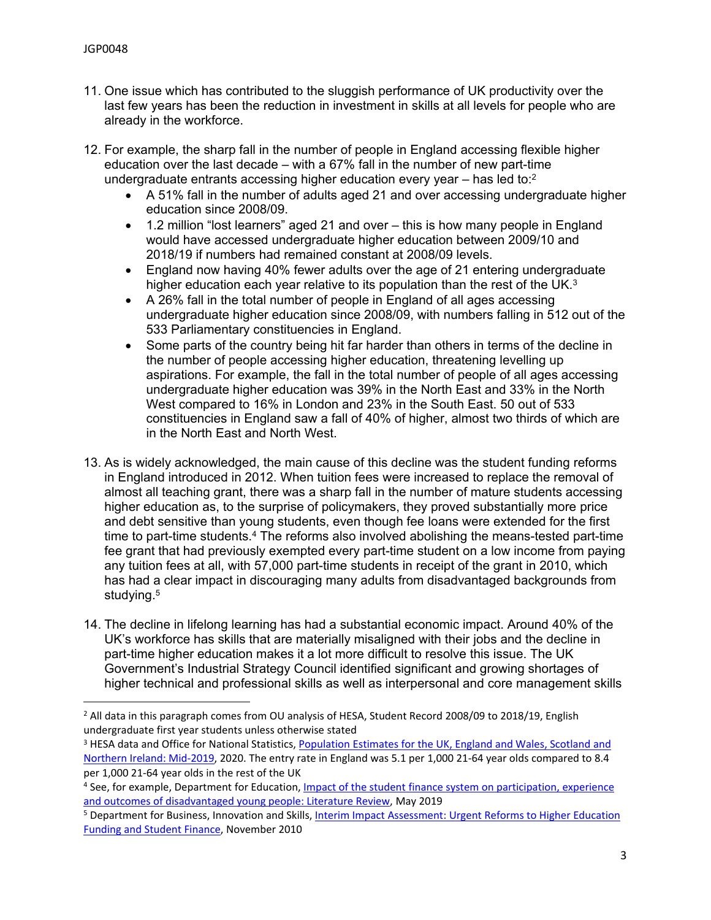11. One issue which has contributed to the sluggish performance of UK productivity over the last few years has been the reduction in investment in skills at all levels for people who are already in the workforce.

12. For example, the sharp fall in the number of people in England accessing flexible higher education over the last decade – with a 67% fall in the number of new part-time undergraduate entrants accessing higher education every year – has led to:[2]
    - A 51% fall in the number of adults aged 21 and over accessing undergraduate higher education since 2008/09.
    - 1.2 million "lost learners" aged 21 and over – this is how many people in England would have accessed undergraduate higher education between 2009/10 and 2018/19 if numbers had remained constant at 2008/09 levels.
    - England now having 40% fewer adults over the age of 21 entering undergraduate higher education each year relative to its population than the rest of the UK.[3]
    - A 26% fall in the total number of people in England of all ages accessing undergraduate higher education since 2008/09, with numbers falling in 512 out of the 533 Parliamentary constituencies in England.
    - Some parts of the country being hit far harder than others in terms of the decline in the number of people accessing higher education, threatening levelling up aspirations. For example, the fall in the total number of people of all ages accessing undergraduate higher education was 39% in the North East and 33% in the North West compared to 16% in London and 23% in the South East. 50 out of 533 constituencies in England saw a fall of 40% of higher, almost two thirds of which are in the North East and North West.

13. As is widely acknowledged, the main cause of this decline was the student funding reforms in England introduced in 2012. When tuition fees were increased to replace the removal of almost all teaching grant, there was a sharp fall in the number of mature students accessing higher education as, to the surprise of policymakers, they proved substantially more price and debt sensitive than young students, even though fee loans were extended for the first time to part-time students.[4] The reforms also involved abolishing the means-tested part-time fee grant that had previously exempted every part-time student on a low income from paying any tuition fees at all, with 57,000 part-time students in receipt of the grant in 2010, which has had a clear impact in discouraging many adults from disadvantaged backgrounds from studying.[5]

14. The decline in lifelong learning has had a substantial economic impact. Around 40% of the UK's workforce has skills that are materially misaligned with their jobs and the decline in part-time higher education makes it a lot more difficult to resolve this issue. The UK Government's Industrial Strategy Council identified significant and growing shortages of higher technical and professional skills as well as interpersonal and core management skills

---

[2] All data in this paragraph comes from OU analysis of HESA, Student Record 2008/09 to 2018/19, English undergraduate first year students unless otherwise stated

[3] HESA data and Office for National Statistics, Population Estimates for the UK, England and Wales, Scotland and Northern Ireland: Mid-2019, 2020. The entry rate in England was 5.1 per 1,000 21-64 year olds compared to 8.4 per 1,000 21-64 year olds in the rest of the UK

[4] See, for example, Department for Education, Impact of the student finance system on participation, experience and outcomes of disadvantaged young people: Literature Review, May 2019

[5] Department for Business, Innovation and Skills, Interim Impact Assessment: Urgent Reforms to Higher Education Funding and Student Finance, November 2010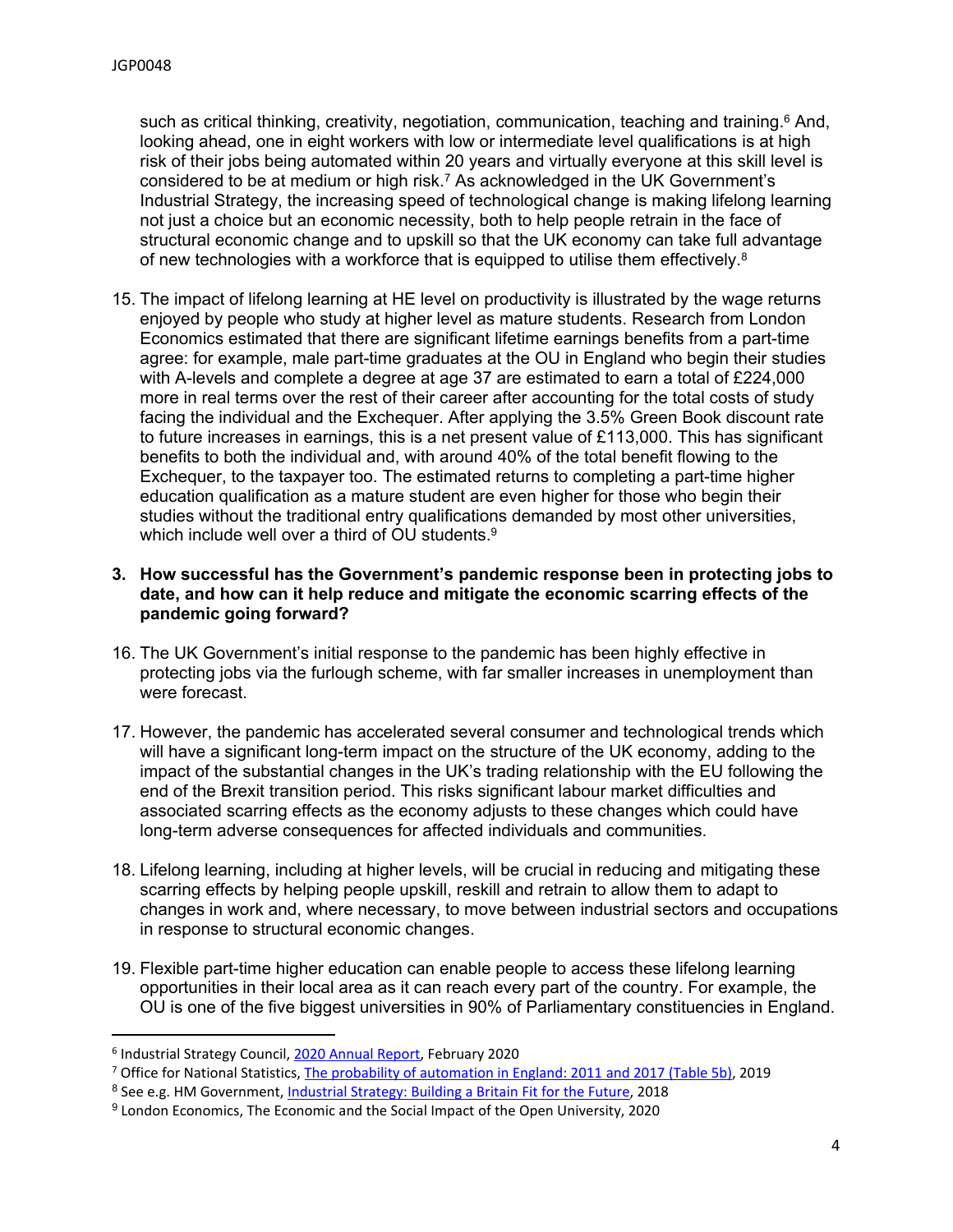such as critical thinking, creativity, negotiation, communication, teaching and training.[6] And, looking ahead, one in eight workers with low or intermediate level qualifications is at high risk of their jobs being automated within 20 years and virtually everyone at this skill level is considered to be at medium or high risk.[7] As acknowledged in the UK Government's Industrial Strategy, the increasing speed of technological change is making lifelong learning not just a choice but an economic necessity, both to help people retrain in the face of structural economic change and to upskill so that the UK economy can take full advantage of new technologies with a workforce that is equipped to utilise them effectively.[8]

15. The impact of lifelong learning at HE level on productivity is illustrated by the wage returns enjoyed by people who study at higher level as mature students. Research from London Economics estimated that there are significant lifetime earnings benefits from a part-time agree: for example, male part-time graduates at the OU in England who begin their studies with A-levels and complete a degree at age 37 are estimated to earn a total of £224,000 more in real terms over the rest of their career after accounting for the total costs of study facing the individual and the Exchequer. After applying the 3.5% Green Book discount rate to future increases in earnings, this is a net present value of £113,000. This has significant benefits to both the individual and, with around 40% of the total benefit flowing to the Exchequer, to the taxpayer too. The estimated returns to completing a part-time higher education qualification as a mature student are even higher for those who begin their studies without the traditional entry qualifications demanded by most other universities, which include well over a third of OU students.[9]

**3. How successful has the Government's pandemic response been in protecting jobs to date, and how can it help reduce and mitigate the economic scarring effects of the pandemic going forward?**

16. The UK Government's initial response to the pandemic has been highly effective in protecting jobs via the furlough scheme, with far smaller increases in unemployment than were forecast.

17. However, the pandemic has accelerated several consumer and technological trends which will have a significant long-term impact on the structure of the UK economy, adding to the impact of the substantial changes in the UK's trading relationship with the EU following the end of the Brexit transition period. This risks significant labour market difficulties and associated scarring effects as the economy adjusts to these changes which could have long-term adverse consequences for affected individuals and communities.

18. Lifelong learning, including at higher levels, will be crucial in reducing and mitigating these scarring effects by helping people upskill, reskill and retrain to allow them to adapt to changes in work and, where necessary, to move between industrial sectors and occupations in response to structural economic changes.

19. Flexible part-time higher education can enable people to access these lifelong learning opportunities in their local area as it can reach every part of the country. For example, the OU is one of the five biggest universities in 90% of Parliamentary constituencies in England.

---

[6] Industrial Strategy Council, 2020 Annual Report, February 2020

[7] Office for National Statistics, The probability of automation in England: 2011 and 2017 (Table 5b), 2019

[8] See e.g. HM Government, Industrial Strategy: Building a Britain Fit for the Future, 2018

[9] London Economics, The Economic and the Social Impact of the Open University, 2020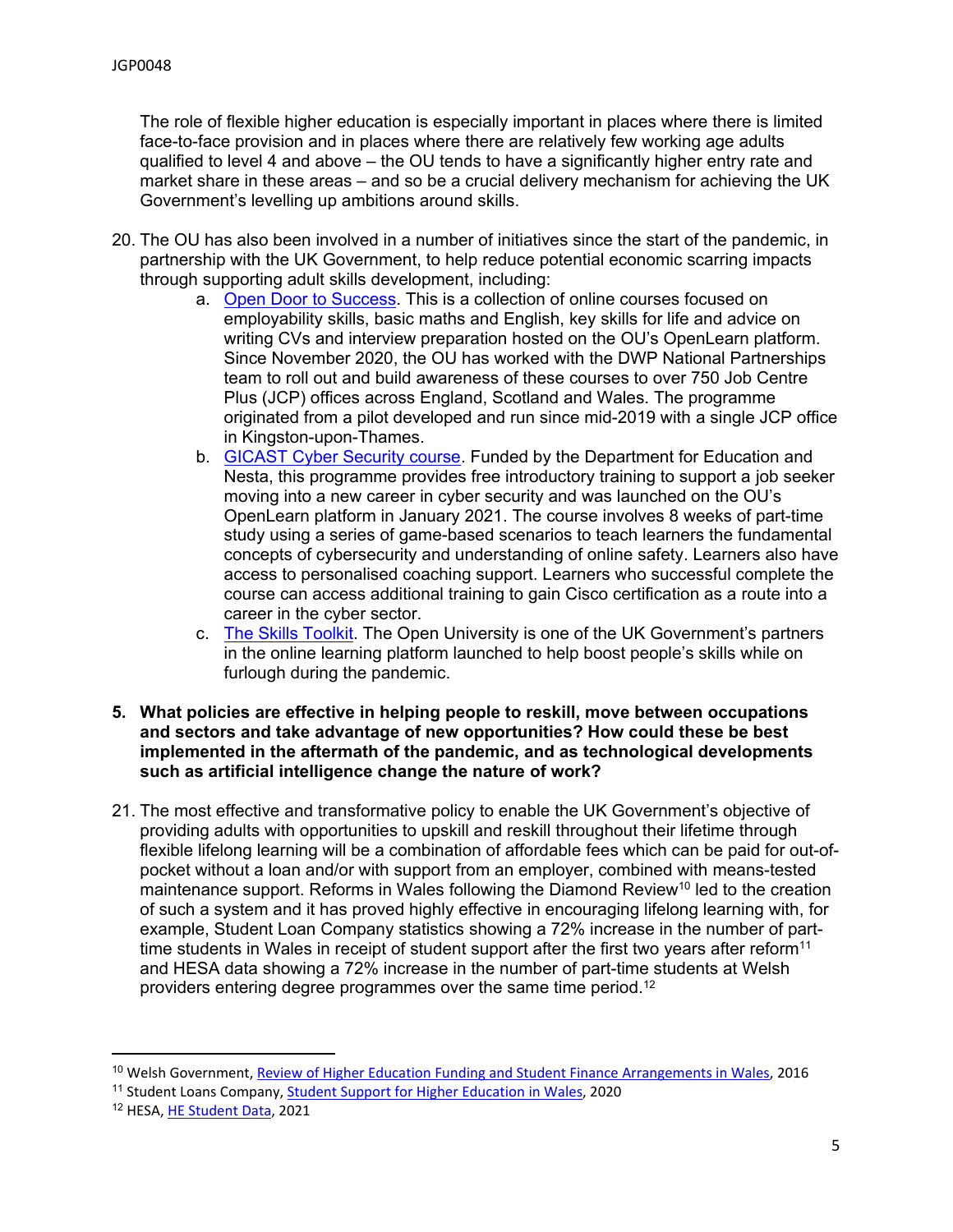The role of flexible higher education is especially important in places where there is limited face-to-face provision and in places where there are relatively few working age adults qualified to level 4 and above – the OU tends to have a significantly higher entry rate and market share in these areas – and so be a crucial delivery mechanism for achieving the UK Government's levelling up ambitions around skills.

20. The OU has also been involved in a number of initiatives since the start of the pandemic, in partnership with the UK Government, to help reduce potential economic scarring impacts through supporting adult skills development, including:
    a. Open Door to Success. This is a collection of online courses focused on employability skills, basic maths and English, key skills for life and advice on writing CVs and interview preparation hosted on the OU's OpenLearn platform. Since November 2020, the OU has worked with the DWP National Partnerships team to roll out and build awareness of these courses to over 750 Job Centre Plus (JCP) offices across England, Scotland and Wales. The programme originated from a pilot developed and run since mid-2019 with a single JCP office in Kingston-upon-Thames.
    b. GICAST Cyber Security course. Funded by the Department for Education and Nesta, this programme provides free introductory training to support a job seeker moving into a new career in cyber security and was launched on the OU's OpenLearn platform in January 2021. The course involves 8 weeks of part-time study using a series of game-based scenarios to teach learners the fundamental concepts of cybersecurity and understanding of online safety. Learners also have access to personalised coaching support. Learners who successful complete the course can access additional training to gain Cisco certification as a route into a career in the cyber sector.
    c. The Skills Toolkit. The Open University is one of the UK Government's partners in the online learning platform launched to help boost people's skills while on furlough during the pandemic.

**5. What policies are effective in helping people to reskill, move between occupations and sectors and take advantage of new opportunities? How could these be best implemented in the aftermath of the pandemic, and as technological developments such as artificial intelligence change the nature of work?**

21. The most effective and transformative policy to enable the UK Government's objective of providing adults with opportunities to upskill and reskill throughout their lifetime through flexible lifelong learning will be a combination of affordable fees which can be paid for out-of-pocket without a loan and/or with support from an employer, combined with means-tested maintenance support. Reforms in Wales following the Diamond Review[10] led to the creation of such a system and it has proved highly effective in encouraging lifelong learning with, for example, Student Loan Company statistics showing a 72% increase in the number of part-time students in Wales in receipt of student support after the first two years after reform[11] and HESA data showing a 72% increase in the number of part-time students at Welsh providers entering degree programmes over the same time period.[12]

---

[10] Welsh Government, Review of Higher Education Funding and Student Finance Arrangements in Wales, 2016
[11] Student Loans Company, Student Support for Higher Education in Wales, 2020
[12] HESA, HE Student Data, 2021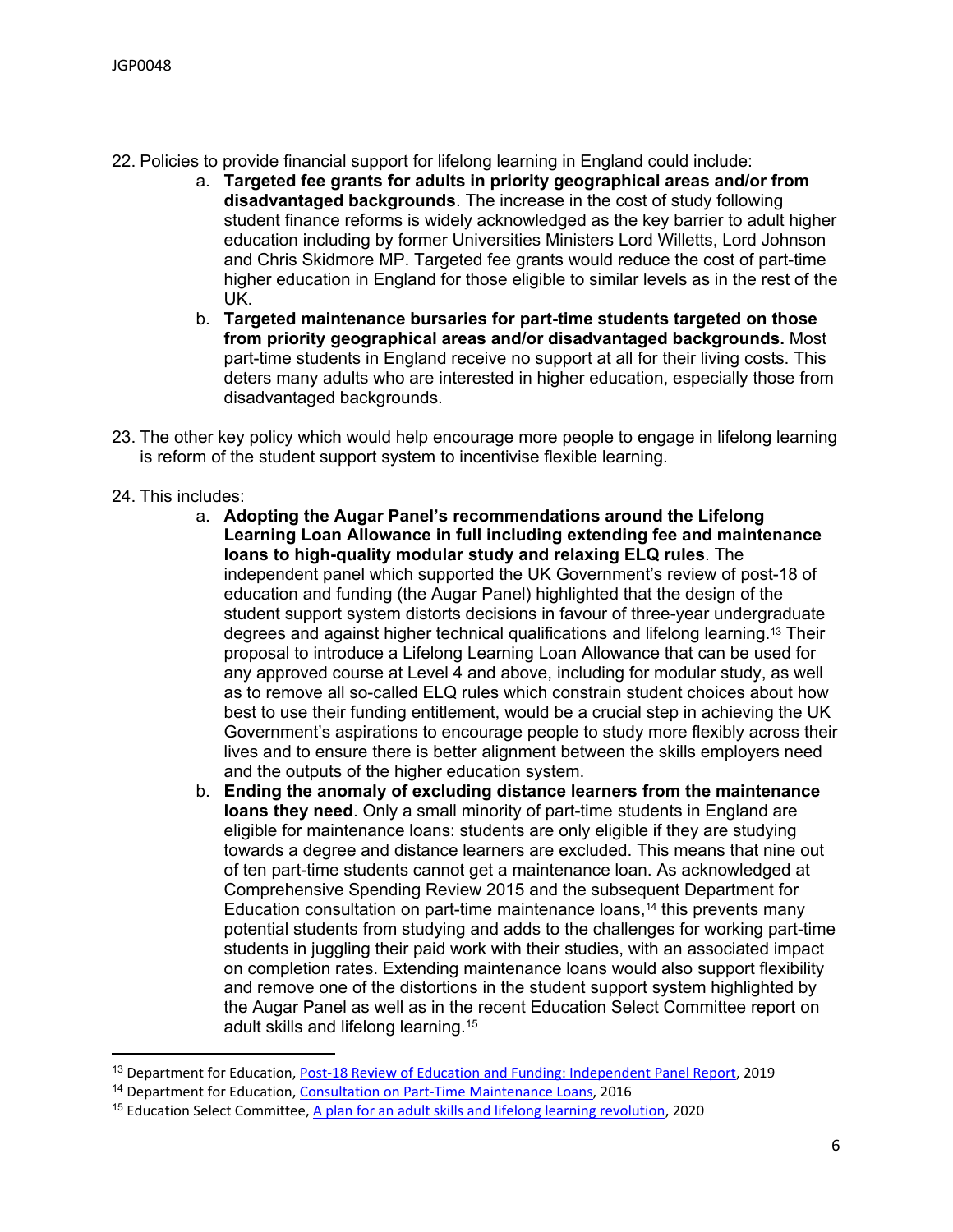22. Policies to provide financial support for lifelong learning in England could include:
    a. **Targeted fee grants for adults in priority geographical areas and/or from disadvantaged backgrounds**. The increase in the cost of study following student finance reforms is widely acknowledged as the key barrier to adult higher education including by former Universities Ministers Lord Willetts, Lord Johnson and Chris Skidmore MP. Targeted fee grants would reduce the cost of part-time higher education in England for those eligible to similar levels as in the rest of the UK.
    b. **Targeted maintenance bursaries for part-time students targeted on those from priority geographical areas and/or disadvantaged backgrounds.** Most part-time students in England receive no support at all for their living costs. This deters many adults who are interested in higher education, especially those from disadvantaged backgrounds.

23. The other key policy which would help encourage more people to engage in lifelong learning is reform of the student support system to incentivise flexible learning.

24. This includes:
    a. **Adopting the Augar Panel's recommendations around the Lifelong Learning Loan Allowance in full including extending fee and maintenance loans to high-quality modular study and relaxing ELQ rules**. The independent panel which supported the UK Government's review of post-18 of education and funding (the Augar Panel) highlighted that the design of the student support system distorts decisions in favour of three-year undergraduate degrees and against higher technical qualifications and lifelong learning.[13] Their proposal to introduce a Lifelong Learning Loan Allowance that can be used for any approved course at Level 4 and above, including for modular study, as well as to remove all so-called ELQ rules which constrain student choices about how best to use their funding entitlement, would be a crucial step in achieving the UK Government's aspirations to encourage people to study more flexibly across their lives and to ensure there is better alignment between the skills employers need and the outputs of the higher education system.
    b. **Ending the anomaly of excluding distance learners from the maintenance loans they need**. Only a small minority of part-time students in England are eligible for maintenance loans: students are only eligible if they are studying towards a degree and distance learners are excluded. This means that nine out of ten part-time students cannot get a maintenance loan. As acknowledged at Comprehensive Spending Review 2015 and the subsequent Department for Education consultation on part-time maintenance loans,[14] this prevents many potential students from studying and adds to the challenges for working part-time students in juggling their paid work with their studies, with an associated impact on completion rates. Extending maintenance loans would also support flexibility and remove one of the distortions in the student support system highlighted by the Augar Panel as well as in the recent Education Select Committee report on adult skills and lifelong learning.[15]

---

[13] Department for Education, Post-18 Review of Education and Funding: Independent Panel Report, 2019

[14] Department for Education, Consultation on Part-Time Maintenance Loans, 2016

[15] Education Select Committee, A plan for an adult skills and lifelong learning revolution, 2020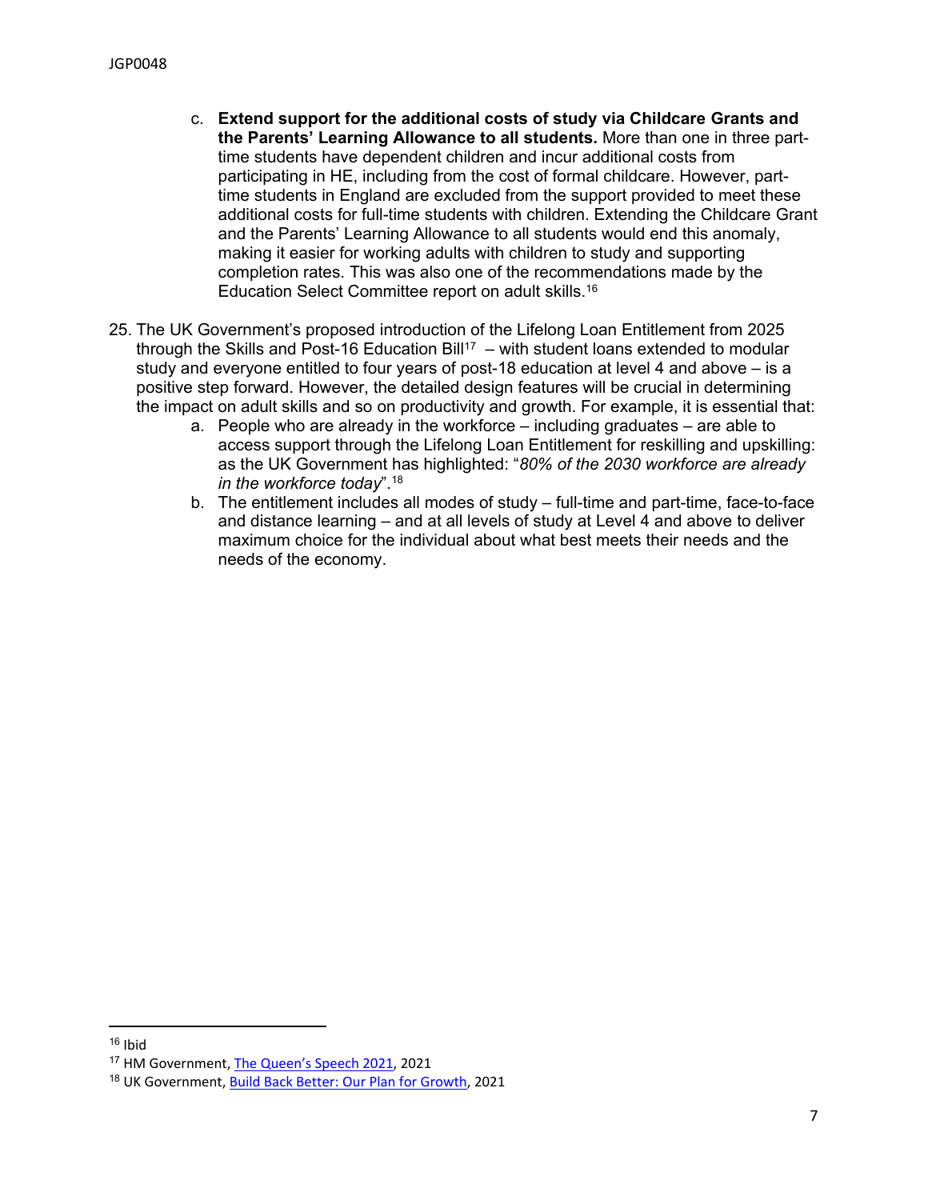c. **Extend support for the additional costs of study via Childcare Grants and the Parents' Learning Allowance to all students.** More than one in three part-time students have dependent children and incur additional costs from participating in HE, including from the cost of formal childcare. However, part-time students in England are excluded from the support provided to meet these additional costs for full-time students with children. Extending the Childcare Grant and the Parents' Learning Allowance to all students would end this anomaly, making it easier for working adults with children to study and supporting completion rates. This was also one of the recommendations made by the Education Select Committee report on adult skills.[16]

25. The UK Government's proposed introduction of the Lifelong Loan Entitlement from 2025 through the Skills and Post-16 Education Bill[17] – with student loans extended to modular study and everyone entitled to four years of post-18 education at level 4 and above – is a positive step forward. However, the detailed design features will be crucial in determining the impact on adult skills and so on productivity and growth. For example, it is essential that:
    a. People who are already in the workforce – including graduates – are able to access support through the Lifelong Loan Entitlement for reskilling and upskilling: as the UK Government has highlighted: "*80% of the 2030 workforce are already in the workforce today*".[18]
    b. The entitlement includes all modes of study – full-time and part-time, face-to-face and distance learning – and at all levels of study at Level 4 and above to deliver maximum choice for the individual about what best meets their needs and the needs of the economy.

---

[16] Ibid

[17] HM Government, The Queen's Speech 2021, 2021

[18] UK Government, Build Back Better: Our Plan for Growth, 2021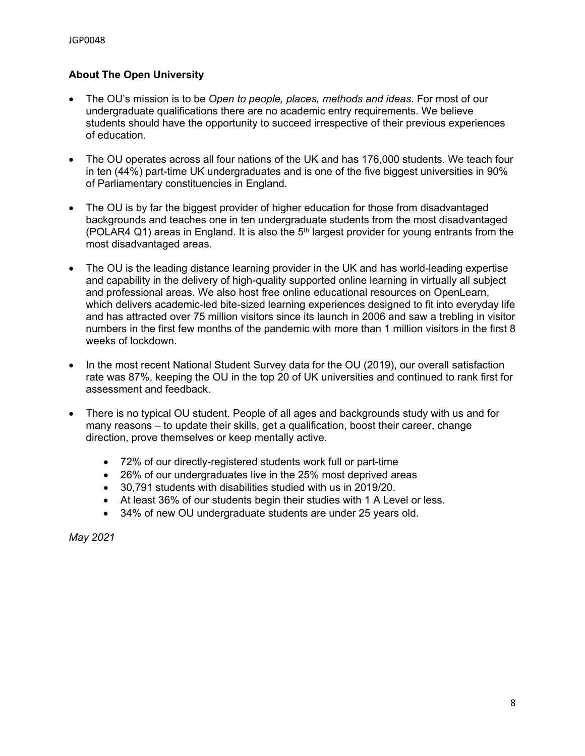## About The Open University

- The OU's mission is to be *Open to people, places, methods and ideas*. For most of our undergraduate qualifications there are no academic entry requirements. We believe students should have the opportunity to succeed irrespective of their previous experiences of education.

- The OU operates across all four nations of the UK and has 176,000 students. We teach four in ten (44%) part-time UK undergraduates and is one of the five biggest universities in 90% of Parliamentary constituencies in England.

- The OU is by far the biggest provider of higher education for those from disadvantaged backgrounds and teaches one in ten undergraduate students from the most disadvantaged (POLAR4 Q1) areas in England. It is also the 5th largest provider for young entrants from the most disadvantaged areas.

- The OU is the leading distance learning provider in the UK and has world-leading expertise and capability in the delivery of high-quality supported online learning in virtually all subject and professional areas. We also host free online educational resources on OpenLearn, which delivers academic-led bite-sized learning experiences designed to fit into everyday life and has attracted over 75 million visitors since its launch in 2006 and saw a trebling in visitor numbers in the first few months of the pandemic with more than 1 million visitors in the first 8 weeks of lockdown.

- In the most recent National Student Survey data for the OU (2019), our overall satisfaction rate was 87%, keeping the OU in the top 20 of UK universities and continued to rank first for assessment and feedback.

- There is no typical OU student. People of all ages and backgrounds study with us and for many reasons – to update their skills, get a qualification, boost their career, change direction, prove themselves or keep mentally active.

    - 72% of our directly-registered students work full or part-time
    - 26% of our undergraduates live in the 25% most deprived areas
    - 30,791 students with disabilities studied with us in 2019/20.
    - At least 36% of our students begin their studies with 1 A Level or less.
    - 34% of new OU undergraduate students are under 25 years old.

*May 2021*